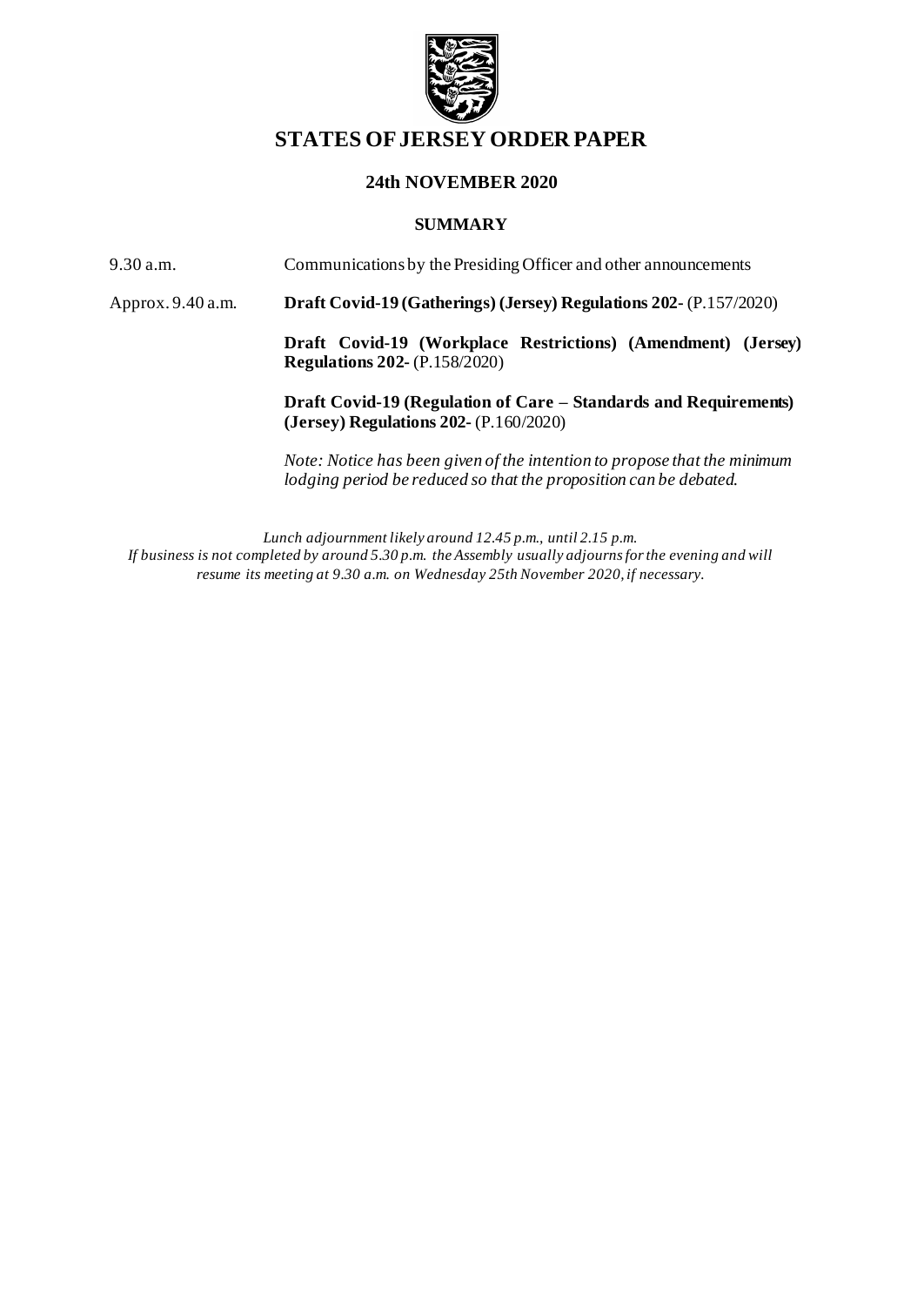# STATES OF JERSEY ORDER PAPER

## 24th NOVEMBER 2020

### SUMMARY

9.30 a.m. Communications by the Presiding Officer and other announcements

Approx. 9.40 a.m. **Draft Covid-19 (Gatherings) (Jersey) Regulations 202-** (P.157/2020)

**Draft Covid-19 (Workplace Restrictions) (Amendment) (Jersey) Regulations 202-** (P.158/2020)

**Draft Covid-19 (Regulation of Care – Standards and Requirements) (Jersey) Regulations 202-** (P.160/2020)

*Note: Notice has been given of the intention to propose that the minimum lodging period be reduced so that the proposition can be debated.*

*Lunch adjournment likely around 12.45 p.m., until 2.15 p.m.*
*If business is not completed by around 5.30 p.m. the Assembly usually adjourns for the evening and will resume its meeting at 9.30 a.m. on Wednesday 25th November 2020, if necessary.*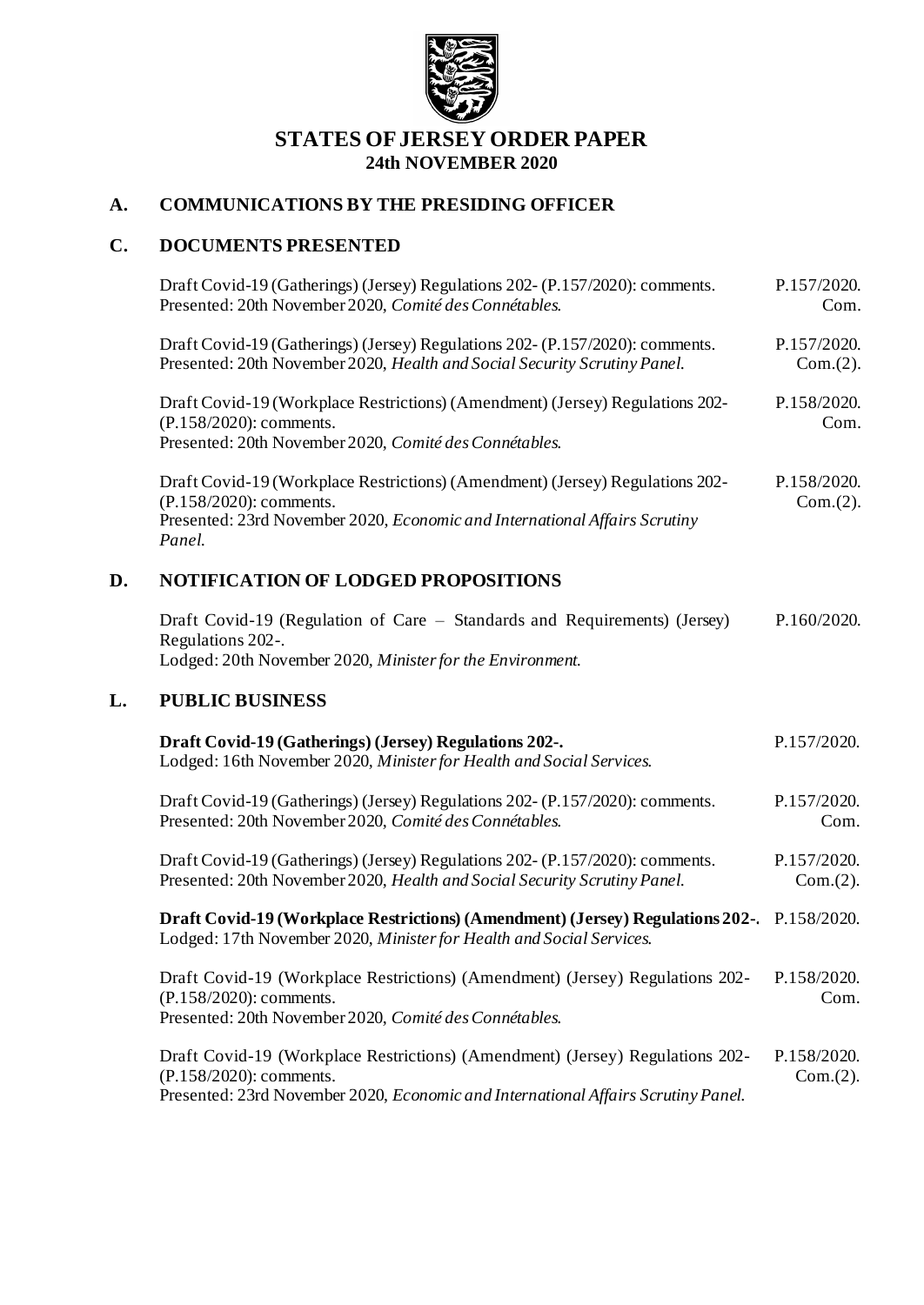# STATES OF JERSEY ORDER PAPER
## 24th NOVEMBER 2020

## A. COMMUNICATIONS BY THE PRESIDING OFFICER

## C. DOCUMENTS PRESENTED

| | |
|---|---|
| Draft Covid-19 (Gatherings) (Jersey) Regulations 202- (P.157/2020): comments. Presented: 20th November 2020, *Comité des Connétables.* | P.157/2020. Com. |
| Draft Covid-19 (Gatherings) (Jersey) Regulations 202- (P.157/2020): comments. Presented: 20th November 2020, *Health and Social Security Scrutiny Panel.* | P.157/2020. Com.(2). |
| Draft Covid-19 (Workplace Restrictions) (Amendment) (Jersey) Regulations 202- (P.158/2020): comments. Presented: 20th November 2020, *Comité des Connétables.* | P.158/2020. Com. |
| Draft Covid-19 (Workplace Restrictions) (Amendment) (Jersey) Regulations 202- (P.158/2020): comments. Presented: 23rd November 2020, *Economic and International Affairs Scrutiny Panel.* | P.158/2020. Com.(2). |

## D. NOTIFICATION OF LODGED PROPOSITIONS

| | |
|---|---|
| Draft Covid-19 (Regulation of Care – Standards and Requirements) (Jersey) Regulations 202-. Lodged: 20th November 2020, *Minister for the Environment.* | P.160/2020. |

## L. PUBLIC BUSINESS

| | |
|---|---|
| **Draft Covid-19 (Gatherings) (Jersey) Regulations 202-.** Lodged: 16th November 2020, *Minister for Health and Social Services.* | P.157/2020. |
| Draft Covid-19 (Gatherings) (Jersey) Regulations 202- (P.157/2020): comments. Presented: 20th November 2020, *Comité des Connétables.* | P.157/2020. Com. |
| Draft Covid-19 (Gatherings) (Jersey) Regulations 202- (P.157/2020): comments. Presented: 20th November 2020, *Health and Social Security Scrutiny Panel.* | P.157/2020. Com.(2). |
| **Draft Covid-19 (Workplace Restrictions) (Amendment) (Jersey) Regulations 202-.** Lodged: 17th November 2020, *Minister for Health and Social Services.* | P.158/2020. |
| Draft Covid-19 (Workplace Restrictions) (Amendment) (Jersey) Regulations 202- (P.158/2020): comments. Presented: 20th November 2020, *Comité des Connétables.* | P.158/2020. Com. |
| Draft Covid-19 (Workplace Restrictions) (Amendment) (Jersey) Regulations 202- (P.158/2020): comments. Presented: 23rd November 2020, *Economic and International Affairs Scrutiny Panel.* | P.158/2020. Com.(2). |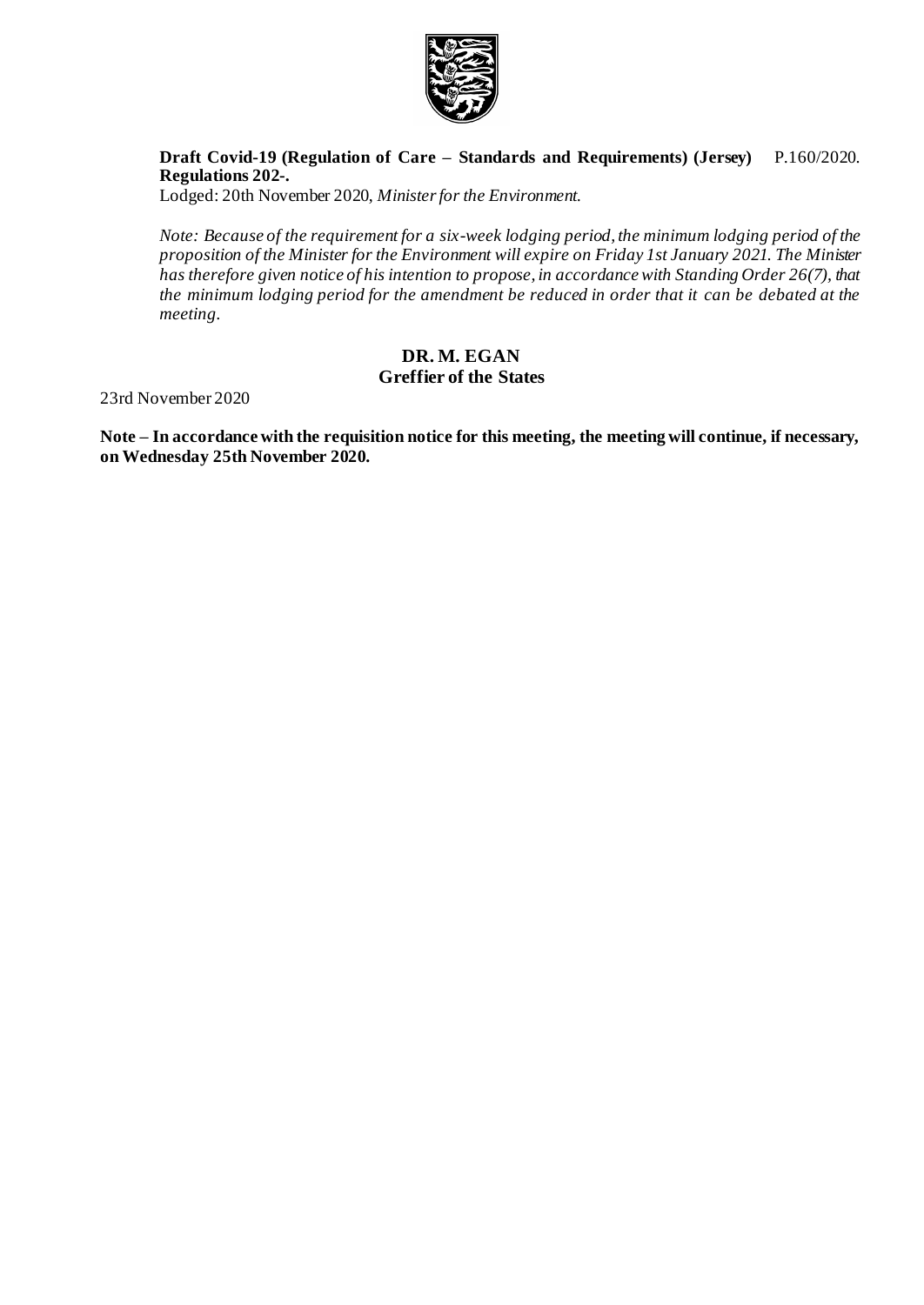**Draft Covid-19 (Regulation of Care – Standards and Requirements) (Jersey) Regulations 202-.** P.160/2020.

Lodged: 20th November 2020, *Minister for the Environment.*

*Note: Because of the requirement for a six-week lodging period, the minimum lodging period of the proposition of the Minister for the Environment will expire on Friday 1st January 2021. The Minister has therefore given notice of his intention to propose, in accordance with Standing Order 26(7), that the minimum lodging period for the amendment be reduced in order that it can be debated at the meeting.*

**DR. M. EGAN**
**Greffier of the States**

23rd November 2020

**Note – In accordance with the requisition notice for this meeting, the meeting will continue, if necessary, on Wednesday 25th November 2020.**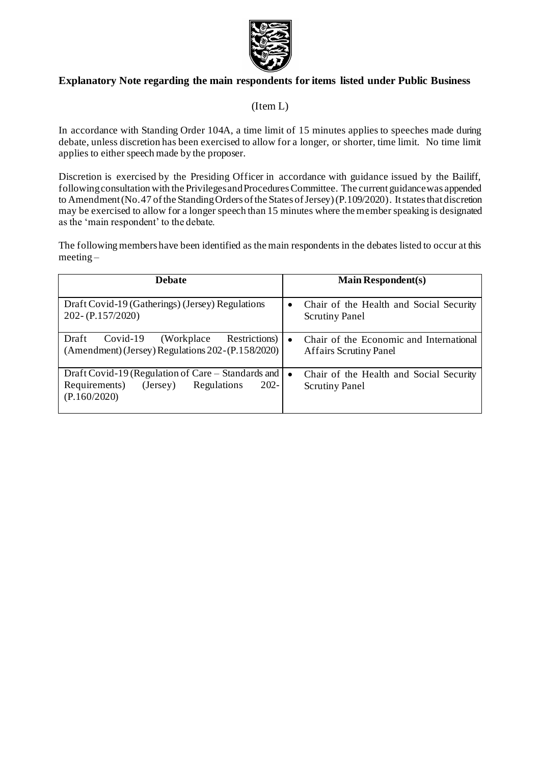**Explanatory Note regarding the main respondents for items listed under Public Business**

(Item L)

In accordance with Standing Order 104A, a time limit of 15 minutes applies to speeches made during debate, unless discretion has been exercised to allow for a longer, or shorter, time limit. No time limit applies to either speech made by the proposer.

Discretion is exercised by the Presiding Officer in accordance with guidance issued by the Bailiff, following consultation with the Privileges and Procedures Committee. The current guidance was appended to Amendment (No.47 of the Standing Orders of the States of Jersey) (P.109/2020). It states that discretion may be exercised to allow for a longer speech than 15 minutes where the member speaking is designated as the 'main respondent' to the debate.

The following members have been identified as the main respondents in the debates listed to occur at this meeting –

| Debate | Main Respondent(s) |
|---|---|
| Draft Covid-19 (Gatherings) (Jersey) Regulations 202- (P.157/2020) | • Chair of the Health and Social Security Scrutiny Panel |
| Draft Covid-19 (Workplace Restrictions) (Amendment) (Jersey) Regulations 202- (P.158/2020) | • Chair of the Economic and International Affairs Scrutiny Panel |
| Draft Covid-19 (Regulation of Care – Standards and Requirements) (Jersey) Regulations 202- (P.160/2020) | • Chair of the Health and Social Security Scrutiny Panel |